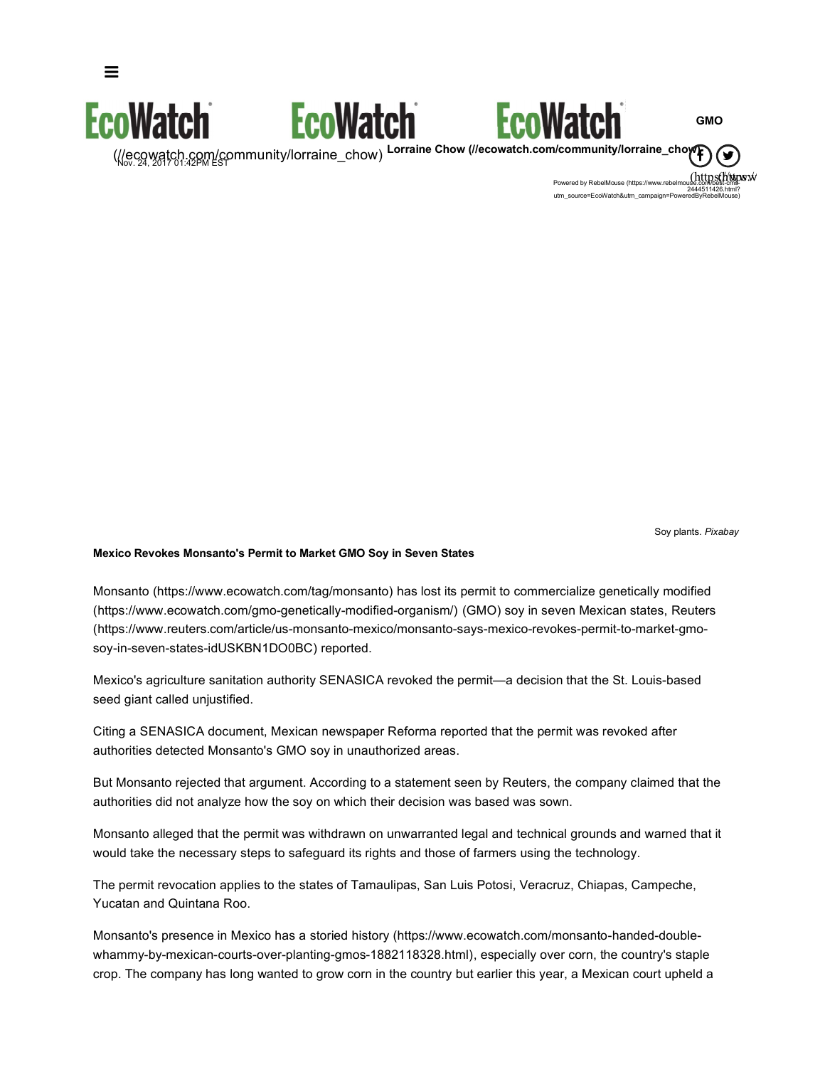GMO

Lorraine Chow (//ecowatch.com/community/lorraine_chow)

Nov. 24, 2017 01:42PM EST

Soy plants. *Pixabay*

**Mexico Revokes Monsanto's Permit to Market GMO Soy in Seven States**

Monsanto (https://www.ecowatch.com/tag/monsanto) has lost its permit to commercialize genetically modified (https://www.ecowatch.com/gmo-genetically-modified-organism/) (GMO) soy in seven Mexican states, Reuters (https://www.reuters.com/article/us-monsanto-mexico/monsanto-says-mexico-revokes-permit-to-market-gmo-soy-in-seven-states-idUSKBN1DO0BC) reported.

Mexico's agriculture sanitation authority SENASICA revoked the permit—a decision that the St. Louis-based seed giant called unjustified.

Citing a SENASICA document, Mexican newspaper Reforma reported that the permit was revoked after authorities detected Monsanto's GMO soy in unauthorized areas.

But Monsanto rejected that argument. According to a statement seen by Reuters, the company claimed that the authorities did not analyze how the soy on which their decision was based was sown.

Monsanto alleged that the permit was withdrawn on unwarranted legal and technical grounds and warned that it would take the necessary steps to safeguard its rights and those of farmers using the technology.

The permit revocation applies to the states of Tamaulipas, San Luis Potosi, Veracruz, Chiapas, Campeche, Yucatan and Quintana Roo.

Monsanto's presence in Mexico has a storied history (https://www.ecowatch.com/monsanto-handed-double-whammy-by-mexican-courts-over-planting-gmos-1882118328.html), especially over corn, the country's staple crop. The company has long wanted to grow corn in the country but earlier this year, a Mexican court upheld a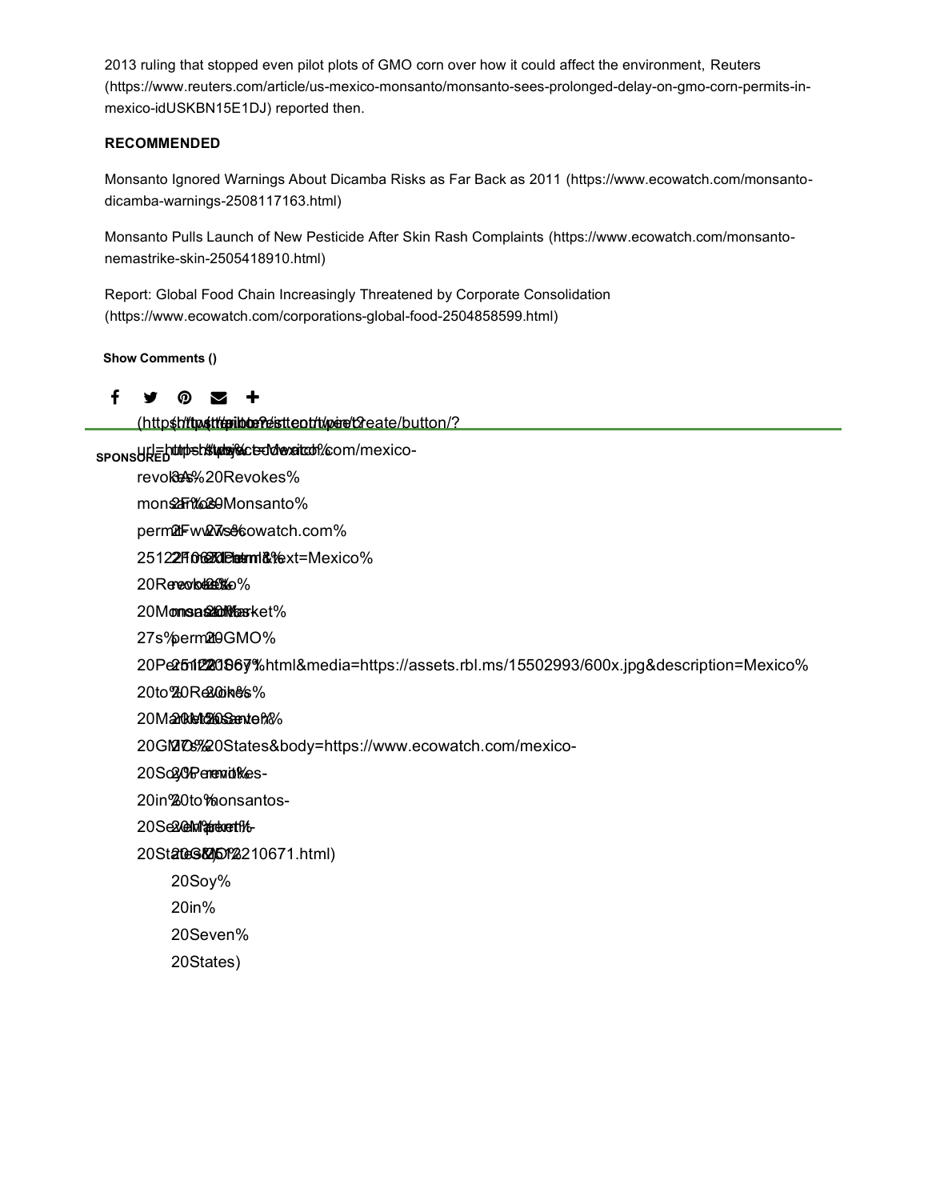2013 ruling that stopped even pilot plots of GMO corn over how it could affect the environment, Reuters (https://www.reuters.com/article/us-mexico-monsanto/monsanto-sees-prolonged-delay-on-gmo-corn-permits-in-mexico-idUSKBN15E1DJ) reported then.

**RECOMMENDED**

Monsanto Ignored Warnings About Dicamba Risks as Far Back as 2011 (https://www.ecowatch.com/monsanto-dicamba-warnings-2508117163.html)

Monsanto Pulls Launch of New Pesticide After Skin Rash Complaints (https://www.ecowatch.com/monsanto-nemastrike-skin-2505418910.html)

Report: Global Food Chain Increasingly Threatened by Corporate Consolidation (https://www.ecowatch.com/corporations-global-food-2504858599.html)

**Show Comments ()**

**SPONSORED**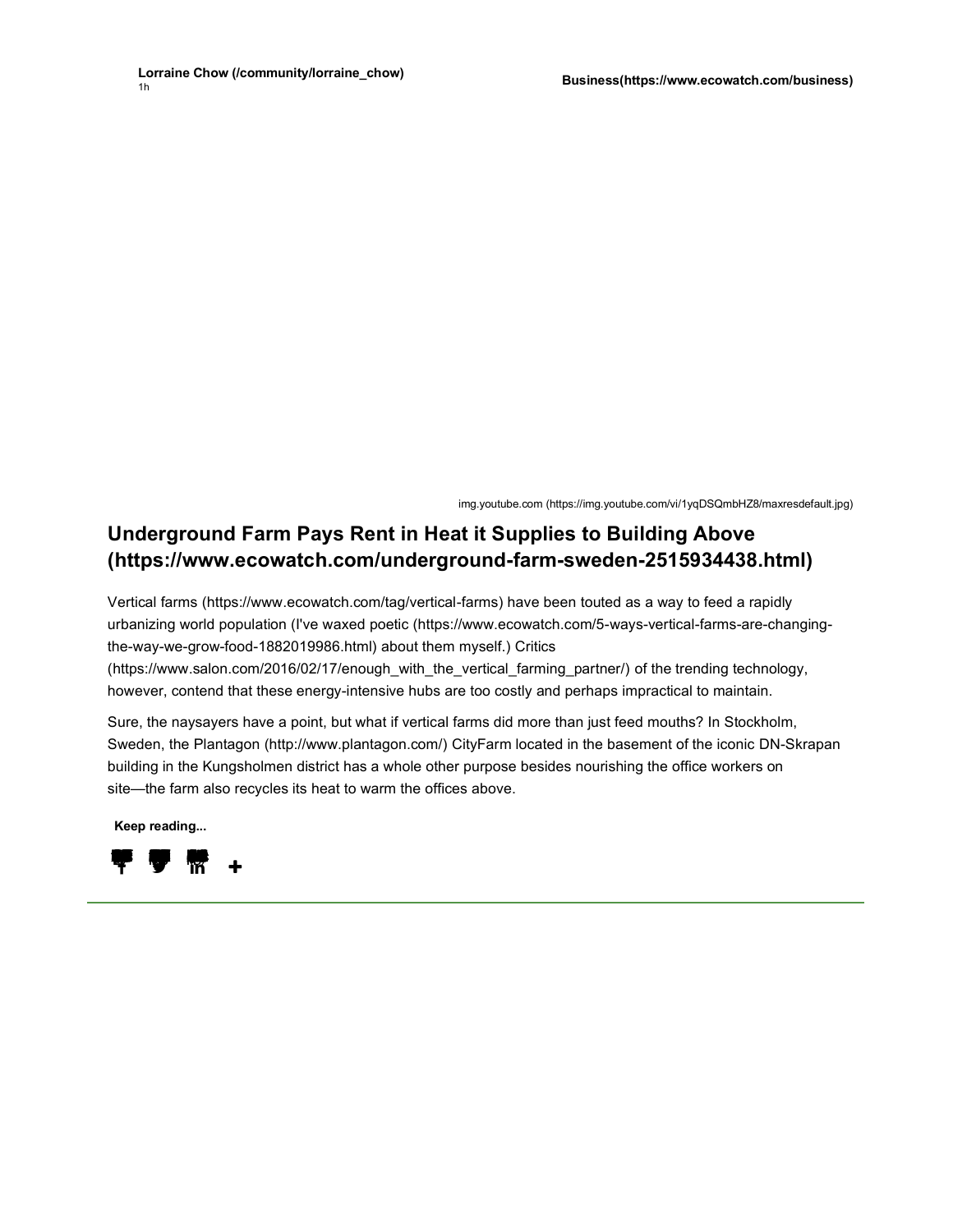**Lorraine Chow (/community/lorraine_chow)**
1h

**Business(https://www.ecowatch.com/business)**

img.youtube.com (https://img.youtube.com/vi/1yqDSQmbHZ8/maxresdefault.jpg)

## Underground Farm Pays Rent in Heat it Supplies to Building Above (https://www.ecowatch.com/underground-farm-sweden-2515934438.html)

Vertical farms (https://www.ecowatch.com/tag/vertical-farms) have been touted as a way to feed a rapidly urbanizing world population (I've waxed poetic (https://www.ecowatch.com/5-ways-vertical-farms-are-changing-the-way-we-grow-food-1882019986.html) about them myself.) Critics (https://www.salon.com/2016/02/17/enough_with_the_vertical_farming_partner/) of the trending technology, however, contend that these energy-intensive hubs are too costly and perhaps impractical to maintain.

Sure, the naysayers have a point, but what if vertical farms did more than just feed mouths? In Stockholm, Sweden, the Plantagon (http://www.plantagon.com/) CityFarm located in the basement of the iconic DN-Skrapan building in the Kungsholmen district has a whole other purpose besides nourishing the office workers on site—the farm also recycles its heat to warm the offices above.

**Keep reading...**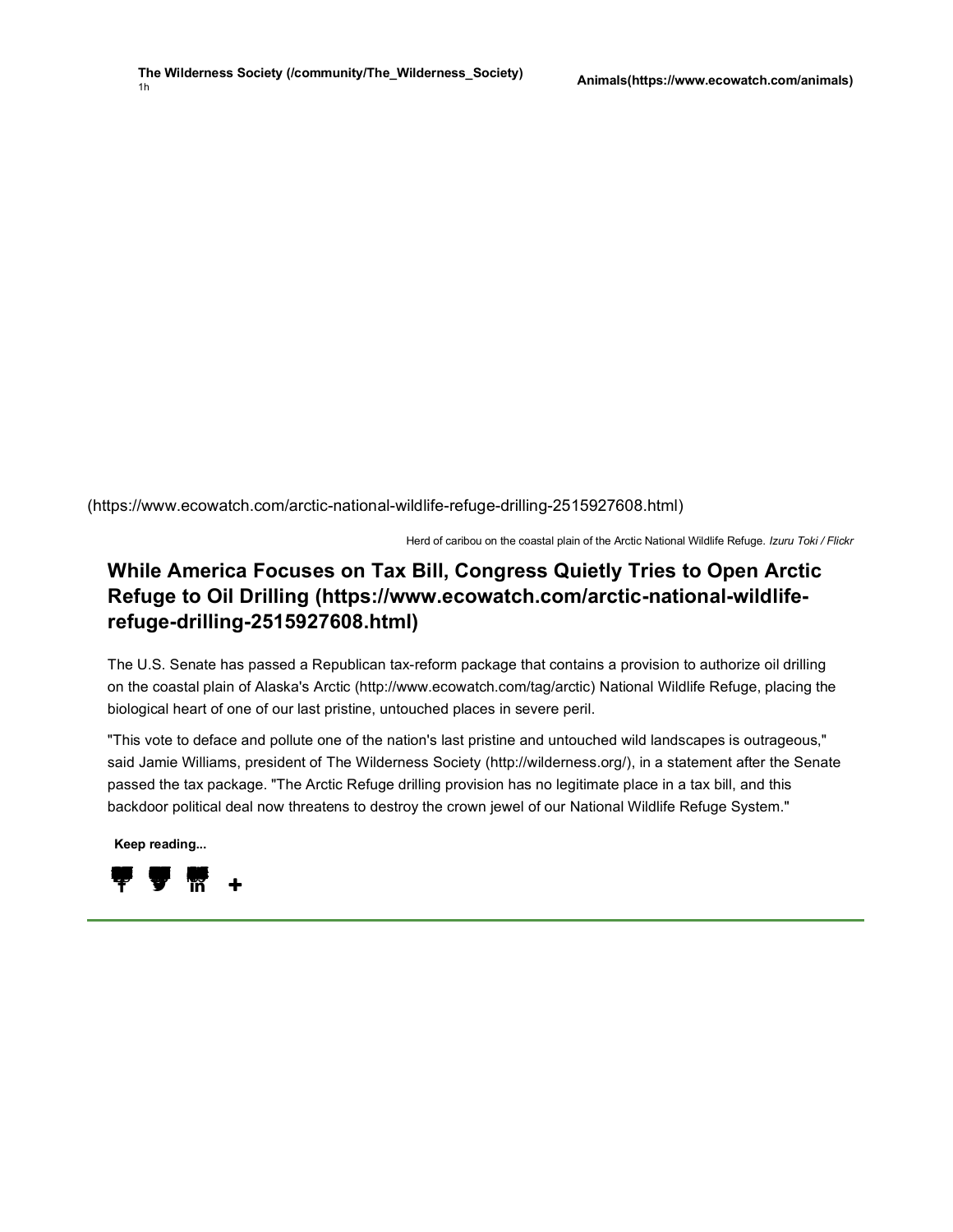**The Wilderness Society (/community/The_Wilderness_Society)**
1h

**Animals(https://www.ecowatch.com/animals)**

(https://www.ecowatch.com/arctic-national-wildlife-refuge-drilling-2515927608.html)

Herd of caribou on the coastal plain of the Arctic National Wildlife Refuge. *Izuru Toki / Flickr*

## While America Focuses on Tax Bill, Congress Quietly Tries to Open Arctic Refuge to Oil Drilling (https://www.ecowatch.com/arctic-national-wildlife-refuge-drilling-2515927608.html)

The U.S. Senate has passed a Republican tax-reform package that contains a provision to authorize oil drilling on the coastal plain of Alaska's Arctic (http://www.ecowatch.com/tag/arctic) National Wildlife Refuge, placing the biological heart of one of our last pristine, untouched places in severe peril.

"This vote to deface and pollute one of the nation's last pristine and untouched wild landscapes is outrageous," said Jamie Williams, president of The Wilderness Society (http://wilderness.org/), in a statement after the Senate passed the tax package. "The Arctic Refuge drilling provision has no legitimate place in a tax bill, and this backdoor political deal now threatens to destroy the crown jewel of our National Wildlife Refuge System."

**Keep reading...**